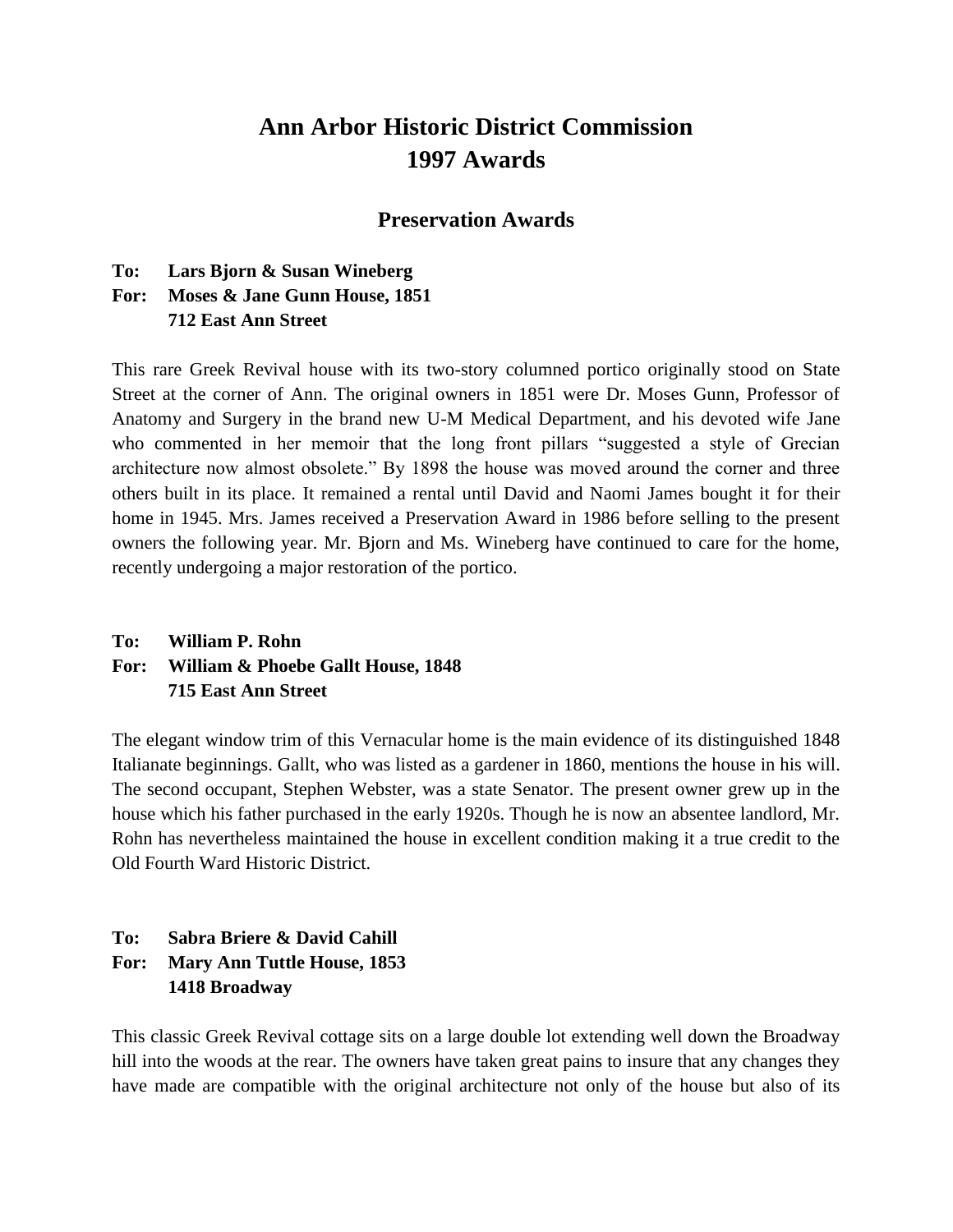# Ann Arbor Historic District Commission 1997 Awards

## Preservation Awards

**To: Lars Bjorn & Susan Wineberg**
**For: Moses & Jane Gunn House, 1851**
**712 East Ann Street**

This rare Greek Revival house with its two-story columned portico originally stood on State Street at the corner of Ann. The original owners in 1851 were Dr. Moses Gunn, Professor of Anatomy and Surgery in the brand new U-M Medical Department, and his devoted wife Jane who commented in her memoir that the long front pillars "suggested a style of Grecian architecture now almost obsolete." By 1898 the house was moved around the corner and three others built in its place. It remained a rental until David and Naomi James bought it for their home in 1945. Mrs. James received a Preservation Award in 1986 before selling to the present owners the following year. Mr. Bjorn and Ms. Wineberg have continued to care for the home, recently undergoing a major restoration of the portico.

**To: William P. Rohn**
**For: William & Phoebe Gallt House, 1848**
**715 East Ann Street**

The elegant window trim of this Vernacular home is the main evidence of its distinguished 1848 Italianate beginnings. Gallt, who was listed as a gardener in 1860, mentions the house in his will. The second occupant, Stephen Webster, was a state Senator. The present owner grew up in the house which his father purchased in the early 1920s. Though he is now an absentee landlord, Mr. Rohn has nevertheless maintained the house in excellent condition making it a true credit to the Old Fourth Ward Historic District.

**To: Sabra Briere & David Cahill**
**For: Mary Ann Tuttle House, 1853**
**1418 Broadway**

This classic Greek Revival cottage sits on a large double lot extending well down the Broadway hill into the woods at the rear. The owners have taken great pains to insure that any changes they have made are compatible with the original architecture not only of the house but also of its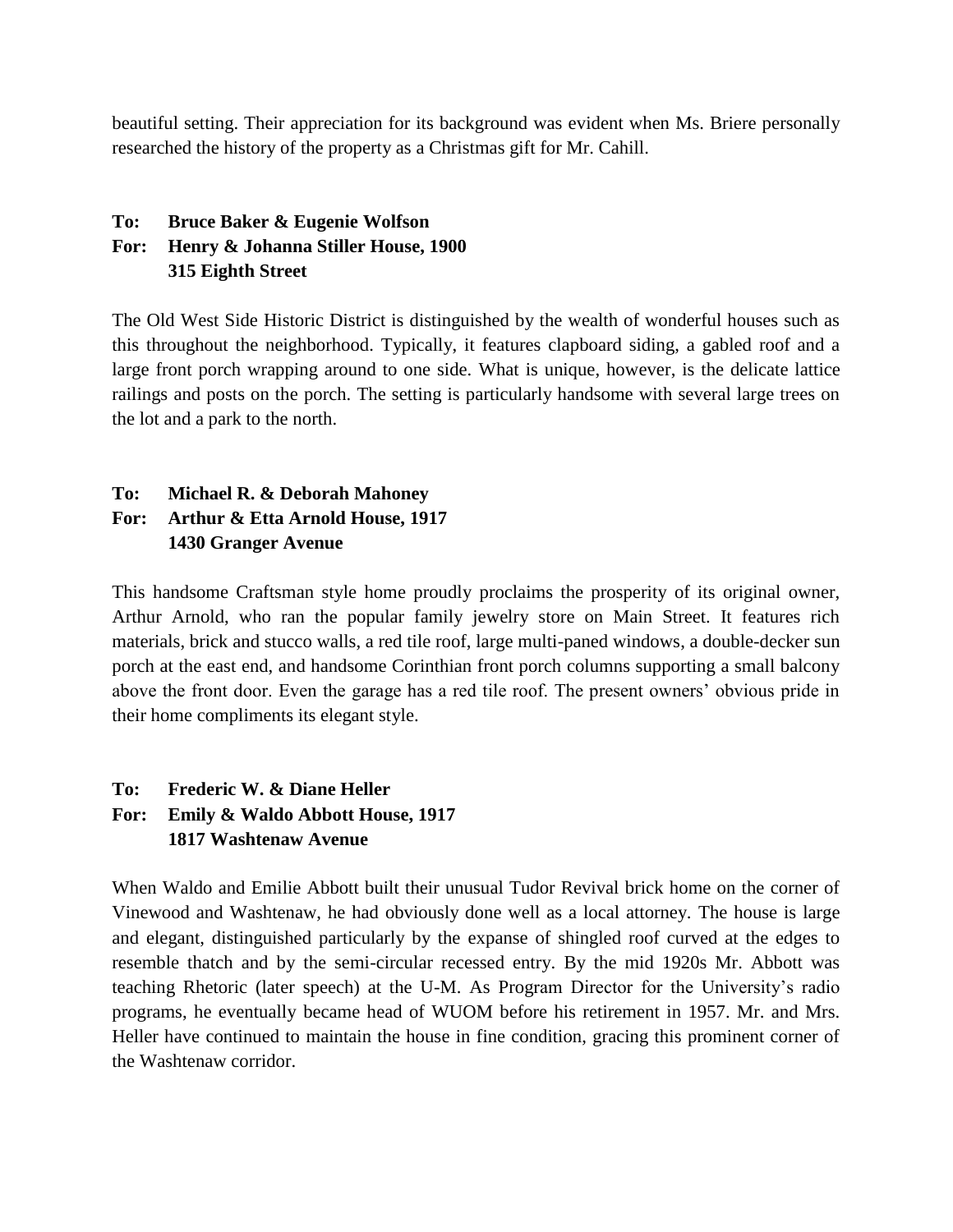beautiful setting. Their appreciation for its background was evident when Ms. Briere personally researched the history of the property as a Christmas gift for Mr. Cahill.

**To: Bruce Baker & Eugenie Wolfson**
**For: Henry & Johanna Stiller House, 1900**
**315 Eighth Street**

The Old West Side Historic District is distinguished by the wealth of wonderful houses such as this throughout the neighborhood. Typically, it features clapboard siding, a gabled roof and a large front porch wrapping around to one side. What is unique, however, is the delicate lattice railings and posts on the porch. The setting is particularly handsome with several large trees on the lot and a park to the north.

**To: Michael R. & Deborah Mahoney**
**For: Arthur & Etta Arnold House, 1917**
**1430 Granger Avenue**

This handsome Craftsman style home proudly proclaims the prosperity of its original owner, Arthur Arnold, who ran the popular family jewelry store on Main Street. It features rich materials, brick and stucco walls, a red tile roof, large multi-paned windows, a double-decker sun porch at the east end, and handsome Corinthian front porch columns supporting a small balcony above the front door. Even the garage has a red tile roof. The present owners' obvious pride in their home compliments its elegant style.

**To: Frederic W. & Diane Heller**
**For: Emily & Waldo Abbott House, 1917**
**1817 Washtenaw Avenue**

When Waldo and Emilie Abbott built their unusual Tudor Revival brick home on the corner of Vinewood and Washtenaw, he had obviously done well as a local attorney. The house is large and elegant, distinguished particularly by the expanse of shingled roof curved at the edges to resemble thatch and by the semi-circular recessed entry. By the mid 1920s Mr. Abbott was teaching Rhetoric (later speech) at the U-M. As Program Director for the University's radio programs, he eventually became head of WUOM before his retirement in 1957. Mr. and Mrs. Heller have continued to maintain the house in fine condition, gracing this prominent corner of the Washtenaw corridor.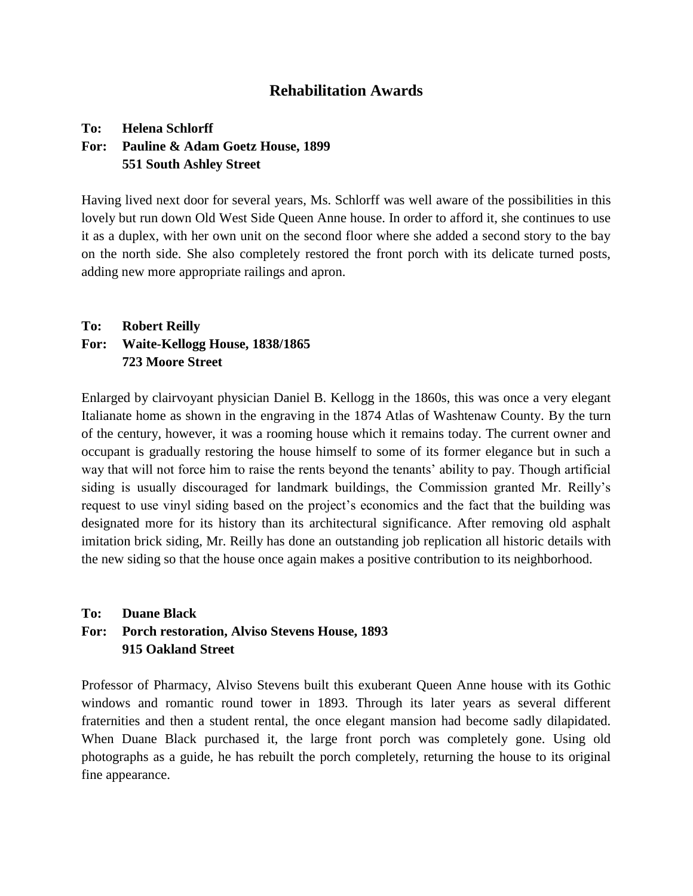## Rehabilitation Awards

**To: Helena Schlorff**
**For: Pauline & Adam Goetz House, 1899**
**551 South Ashley Street**

Having lived next door for several years, Ms. Schlorff was well aware of the possibilities in this lovely but run down Old West Side Queen Anne house. In order to afford it, she continues to use it as a duplex, with her own unit on the second floor where she added a second story to the bay on the north side. She also completely restored the front porch with its delicate turned posts, adding new more appropriate railings and apron.

**To: Robert Reilly**
**For: Waite-Kellogg House, 1838/1865**
**723 Moore Street**

Enlarged by clairvoyant physician Daniel B. Kellogg in the 1860s, this was once a very elegant Italianate home as shown in the engraving in the 1874 Atlas of Washtenaw County. By the turn of the century, however, it was a rooming house which it remains today. The current owner and occupant is gradually restoring the house himself to some of its former elegance but in such a way that will not force him to raise the rents beyond the tenants' ability to pay. Though artificial siding is usually discouraged for landmark buildings, the Commission granted Mr. Reilly's request to use vinyl siding based on the project's economics and the fact that the building was designated more for its history than its architectural significance. After removing old asphalt imitation brick siding, Mr. Reilly has done an outstanding job replication all historic details with the new siding so that the house once again makes a positive contribution to its neighborhood.

**To: Duane Black**
**For: Porch restoration, Alviso Stevens House, 1893**
**915 Oakland Street**

Professor of Pharmacy, Alviso Stevens built this exuberant Queen Anne house with its Gothic windows and romantic round tower in 1893. Through its later years as several different fraternities and then a student rental, the once elegant mansion had become sadly dilapidated. When Duane Black purchased it, the large front porch was completely gone. Using old photographs as a guide, he has rebuilt the porch completely, returning the house to its original fine appearance.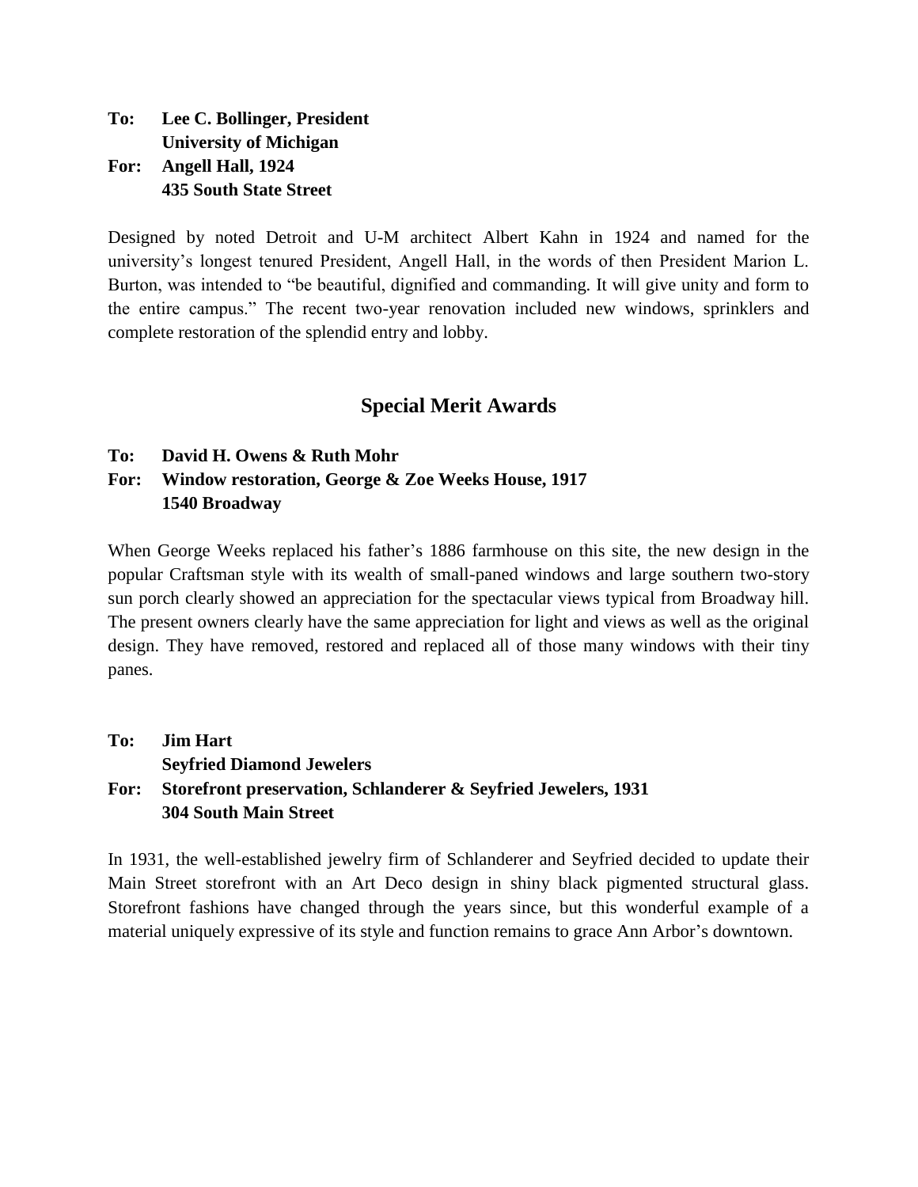**To: Lee C. Bollinger, President**
**University of Michigan**
**For: Angell Hall, 1924**
**435 South State Street**

Designed by noted Detroit and U-M architect Albert Kahn in 1924 and named for the university's longest tenured President, Angell Hall, in the words of then President Marion L. Burton, was intended to "be beautiful, dignified and commanding. It will give unity and form to the entire campus." The recent two-year renovation included new windows, sprinklers and complete restoration of the splendid entry and lobby.

## Special Merit Awards

**To: David H. Owens & Ruth Mohr**
**For: Window restoration, George & Zoe Weeks House, 1917**
**1540 Broadway**

When George Weeks replaced his father's 1886 farmhouse on this site, the new design in the popular Craftsman style with its wealth of small-paned windows and large southern two-story sun porch clearly showed an appreciation for the spectacular views typical from Broadway hill. The present owners clearly have the same appreciation for light and views as well as the original design. They have removed, restored and replaced all of those many windows with their tiny panes.

**To: Jim Hart**
**Seyfried Diamond Jewelers**
**For: Storefront preservation, Schlanderer & Seyfried Jewelers, 1931**
**304 South Main Street**

In 1931, the well-established jewelry firm of Schlanderer and Seyfried decided to update their Main Street storefront with an Art Deco design in shiny black pigmented structural glass. Storefront fashions have changed through the years since, but this wonderful example of a material uniquely expressive of its style and function remains to grace Ann Arbor's downtown.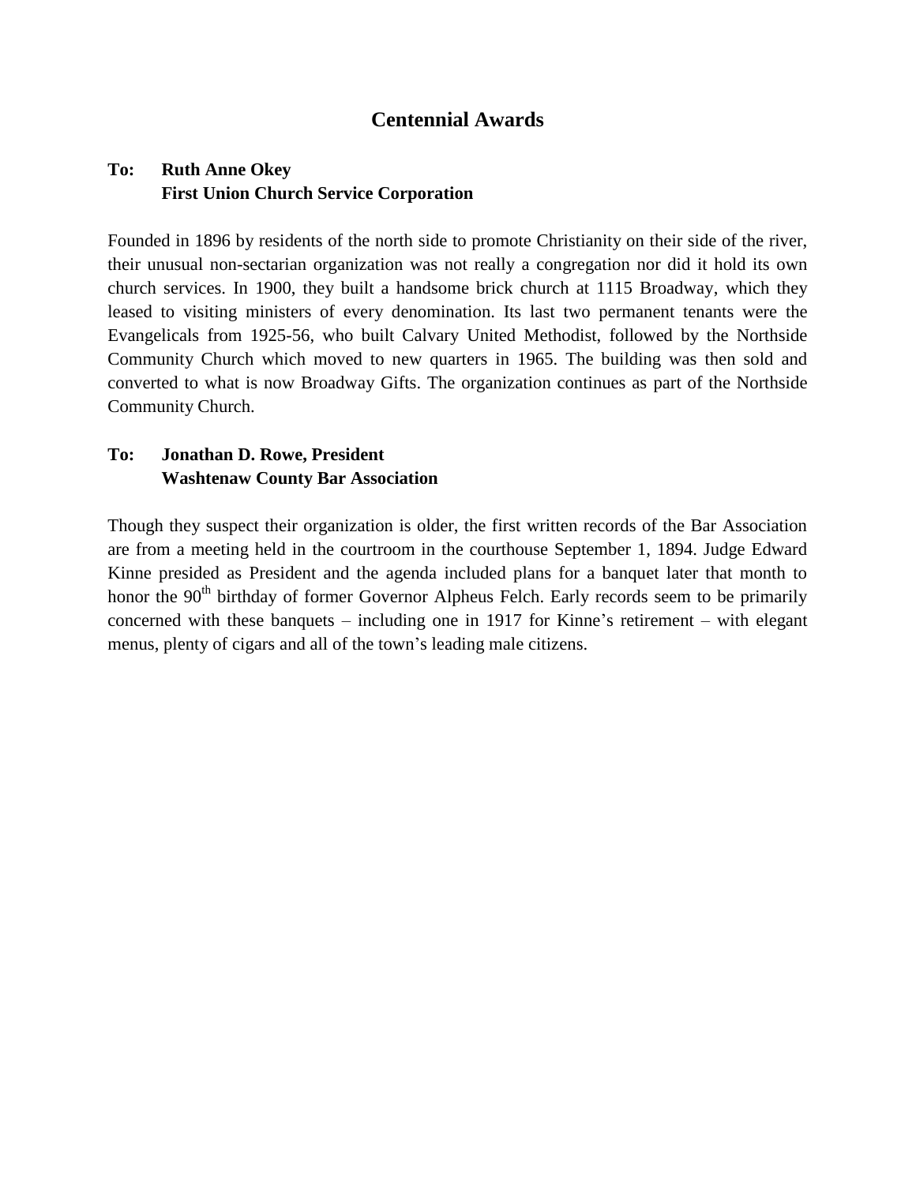## Centennial Awards

**To: Ruth Anne Okey**
**First Union Church Service Corporation**

Founded in 1896 by residents of the north side to promote Christianity on their side of the river, their unusual non-sectarian organization was not really a congregation nor did it hold its own church services. In 1900, they built a handsome brick church at 1115 Broadway, which they leased to visiting ministers of every denomination. Its last two permanent tenants were the Evangelicals from 1925-56, who built Calvary United Methodist, followed by the Northside Community Church which moved to new quarters in 1965. The building was then sold and converted to what is now Broadway Gifts. The organization continues as part of the Northside Community Church.

**To: Jonathan D. Rowe, President**
**Washtenaw County Bar Association**

Though they suspect their organization is older, the first written records of the Bar Association are from a meeting held in the courtroom in the courthouse September 1, 1894. Judge Edward Kinne presided as President and the agenda included plans for a banquet later that month to honor the 90th birthday of former Governor Alpheus Felch. Early records seem to be primarily concerned with these banquets – including one in 1917 for Kinne's retirement – with elegant menus, plenty of cigars and all of the town's leading male citizens.